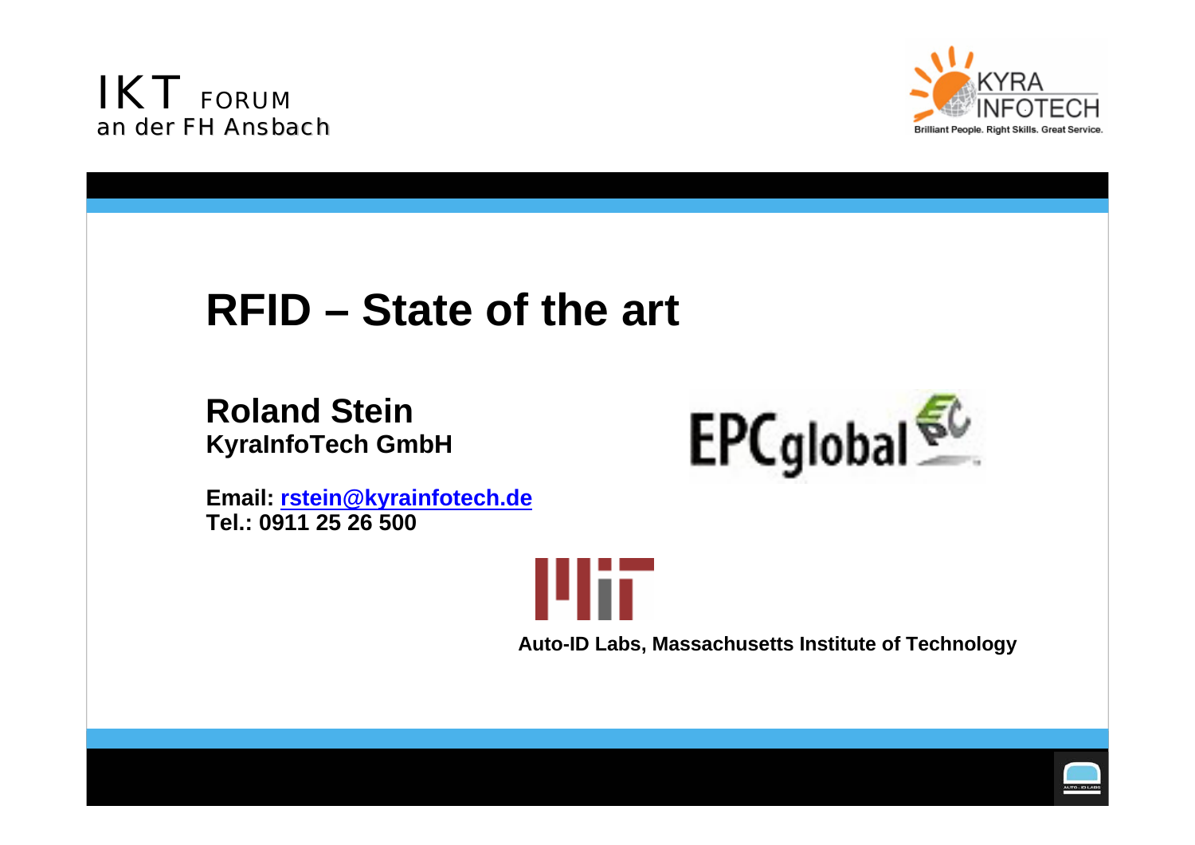IKT FORUM
an der FH Ansbach

KYRA INFOTECH
Brilliant People. Right Skills. Great Service.

# RFID – State of the art

**Roland Stein**
**KyraInfoTech GmbH**

**Email: rstein@kyrainfotech.de**
**Tel.: 0911 25 26 500**

EPCglobal

**Auto-ID Labs, Massachusetts Institute of Technology**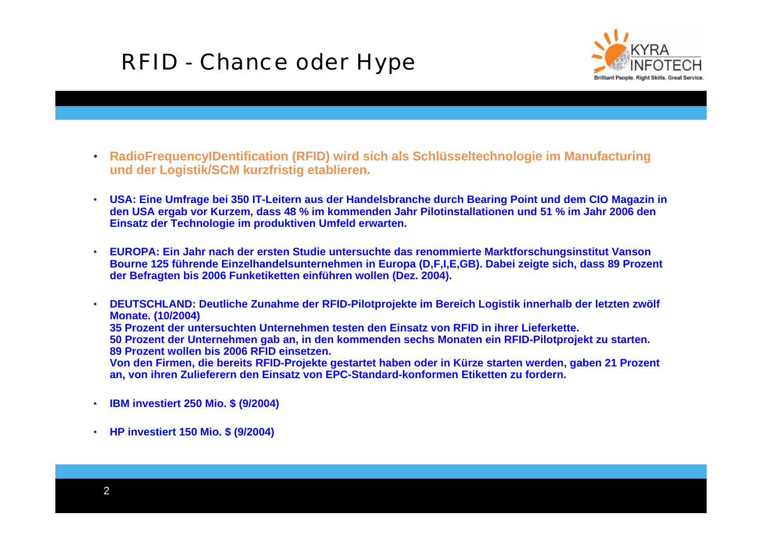# RFID - Chance oder Hype

- **RadioFrequencyIDentification (RFID) wird sich als Schlüsseltechnologie im Manufacturing und der Logistik/SCM kurzfristig etablieren.**

- **USA: Eine Umfrage bei 350 IT-Leitern aus der Handelsbranche durch Bearing Point und dem CIO Magazin in den USA ergab vor Kurzem, dass 48 % im kommenden Jahr Pilotinstallationen und 51 % im Jahr 2006 den Einsatz der Technologie im produktiven Umfeld erwarten.**

- **EUROPA: Ein Jahr nach der ersten Studie untersuchte das renommierte Marktforschungsinstitut Vanson Bourne 125 führende Einzelhandelsunternehmen in Europa (D,F,I,E,GB). Dabei zeigte sich, dass 89 Prozent der Befragten bis 2006 Funketiketten einführen wollen (Dez. 2004).**

- **DEUTSCHLAND: Deutliche Zunahme der RFID-Pilotprojekte im Bereich Logistik innerhalb der letzten zwölf Monate. (10/2004)**
  **35 Prozent der untersuchten Unternehmen testen den Einsatz von RFID in ihrer Lieferkette.**
  **50 Prozent der Unternehmen gab an, in den kommenden sechs Monaten ein RFID-Pilotprojekt zu starten.**
  **89 Prozent wollen bis 2006 RFID einsetzen.**
  **Von den Firmen, die bereits RFID-Projekte gestartet haben oder in Kürze starten werden, gaben 21 Prozent an, von ihren Zulieferern den Einsatz von EPC-Standard-konformen Etiketten zu fordern.**

- **IBM investiert 250 Mio. $ (9/2004)**

- **HP investiert 150 Mio. $ (9/2004)**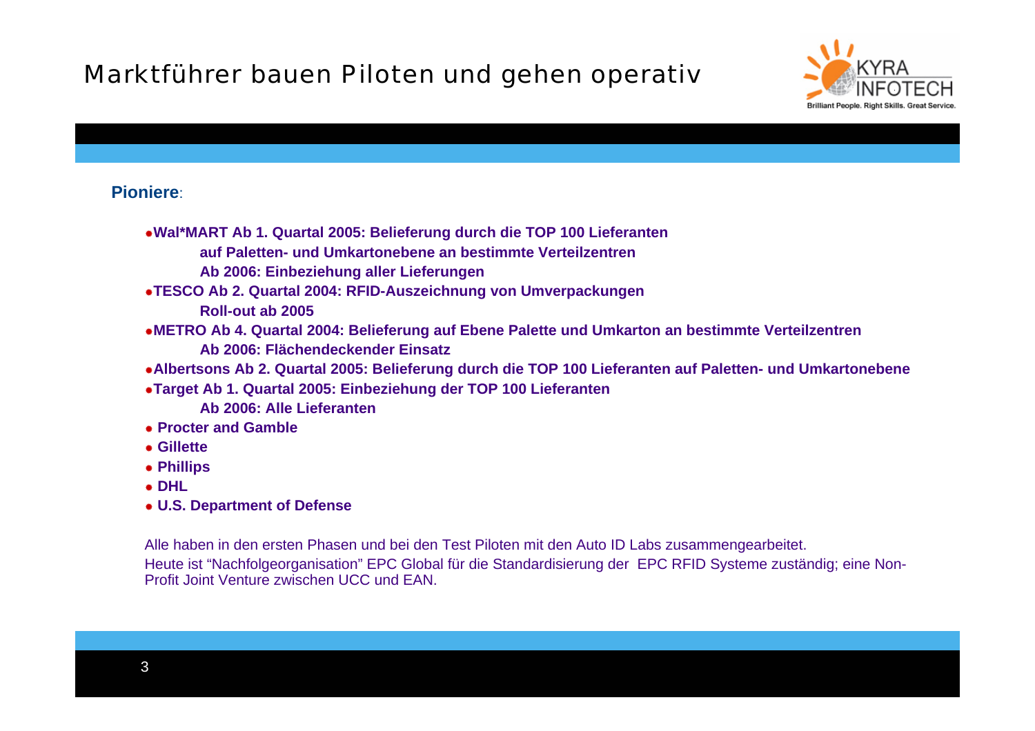# Marktführer bauen Piloten und gehen operativ

**Pioniere**:

- **Wal*MART Ab 1. Quartal 2005: Belieferung durch die TOP 100 Lieferanten**
  **auf Paletten- und Umkartonebene an bestimmte Verteilzentren**
  **Ab 2006: Einbeziehung aller Lieferungen**
- **TESCO Ab 2. Quartal 2004: RFID-Auszeichnung von Umverpackungen**
  **Roll-out ab 2005**
- **METRO Ab 4. Quartal 2004: Belieferung auf Ebene Palette und Umkarton an bestimmte Verteilzentren**
  **Ab 2006: Flächendeckender Einsatz**
- **Albertsons Ab 2. Quartal 2005: Belieferung durch die TOP 100 Lieferanten auf Paletten- und Umkartonebene**
- **Target Ab 1. Quartal 2005: Einbeziehung der TOP 100 Lieferanten**
  **Ab 2006: Alle Lieferanten**
- **Procter and Gamble**
- **Gillette**
- **Phillips**
- **DHL**
- **U.S. Department of Defense**

Alle haben in den ersten Phasen und bei den Test Piloten mit den Auto ID Labs zusammengearbeitet.

Heute ist "Nachfolgeorganisation" EPC Global für die Standardisierung der EPC RFID Systeme zuständig; eine Non-Profit Joint Venture zwischen UCC und EAN.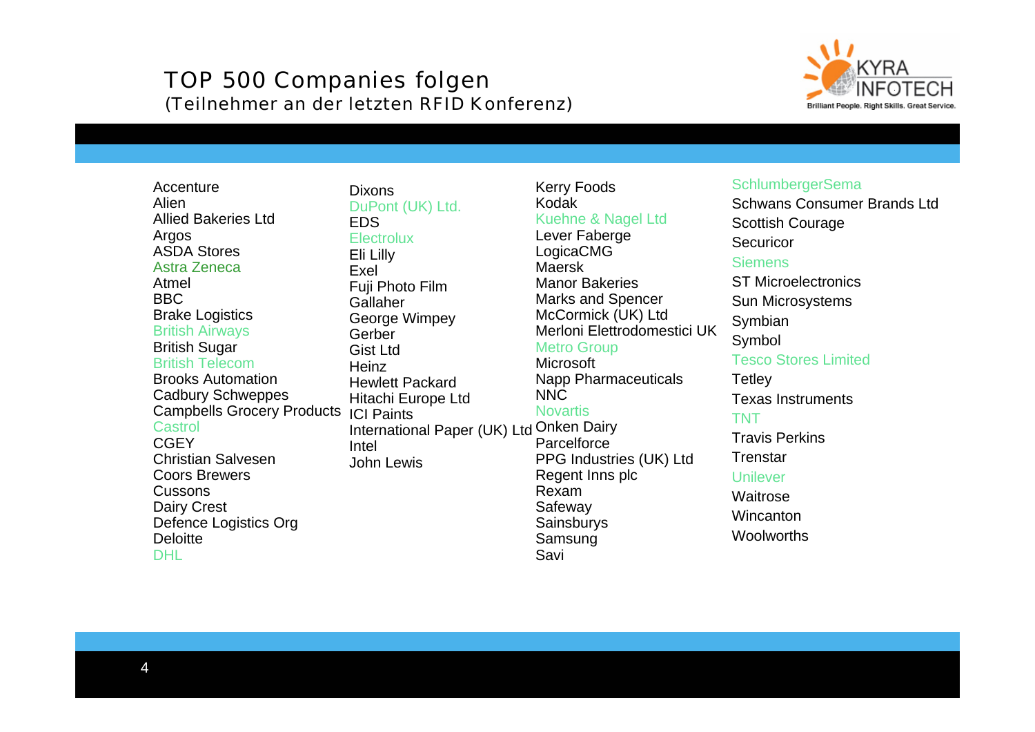# TOP 500 Companies folgen

(Teilnehmer an der letzten RFID Konferenz)

Accenture
Alien
Allied Bakeries Ltd
Argos
ASDA Stores
Astra Zeneca
Atmel
BBC
Brake Logistics
British Airways
British Sugar
British Telecom
Brooks Automation
Cadbury Schweppes
Campbells Grocery Products
Castrol
CGEY
Christian Salvesen
Coors Brewers
Cussons
Dairy Crest
Defence Logistics Org
Deloitte
DHL

Dixons
DuPont (UK) Ltd.
EDS
Electrolux
Eli Lilly
Exel
Fuji Photo Film
Gallaher
George Wimpey
Gerber
Gist Ltd
Heinz
Hewlett Packard
Hitachi Europe Ltd
ICI Paints
International Paper (UK) Ltd
Intel
John Lewis

Kerry Foods
Kodak
Kuehne & Nagel Ltd
Lever Faberge
LogicaCMG
Maersk
Manor Bakeries
Marks and Spencer
McCormick (UK) Ltd
Merloni Elettrodomestici UK
Metro Group
Microsoft
Napp Pharmaceuticals
NNC
Novartis
Onken Dairy
Parcelforce
PPG Industries (UK) Ltd
Regent Inns plc
Rexam
Safeway
Sainsburys
Samsung
Savi

SchlumbergerSema
Schwans Consumer Brands Ltd
Scottish Courage
Securicor
Siemens
ST Microelectronics
Sun Microsystems
Symbian
Symbol
Tesco Stores Limited
Tetley
Texas Instruments
TNT
Travis Perkins
Trenstar
Unilever
Waitrose
Wincanton
Woolworths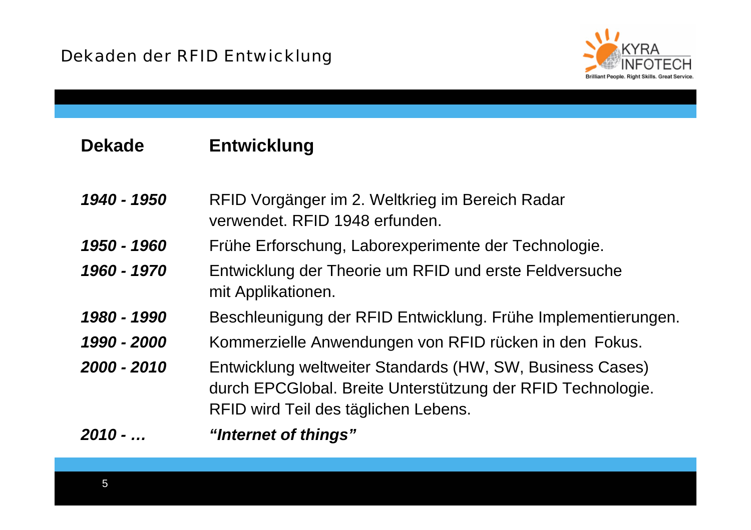# Dekaden der RFID Entwicklung

| Dekade | Entwicklung |
| --- | --- |
| *1940 - 1950* | RFID Vorgänger im 2. Weltkrieg im Bereich Radar verwendet. RFID 1948 erfunden. |
| *1950 - 1960* | Frühe Erforschung, Laborexperimente der Technologie. |
| *1960 - 1970* | Entwicklung der Theorie um RFID und erste Feldversuche mit Applikationen. |
| *1980 - 1990* | Beschleunigung der RFID Entwicklung. Frühe Implementierungen. |
| *1990 - 2000* | Kommerzielle Anwendungen von RFID rücken in den Fokus. |
| *2000 - 2010* | Entwicklung weltweiter Standards (HW, SW, Business Cases) durch EPCGlobal. Breite Unterstützung der RFID Technologie. RFID wird Teil des täglichen Lebens. |
| *2010 - …* | ***"Internet of things"*** |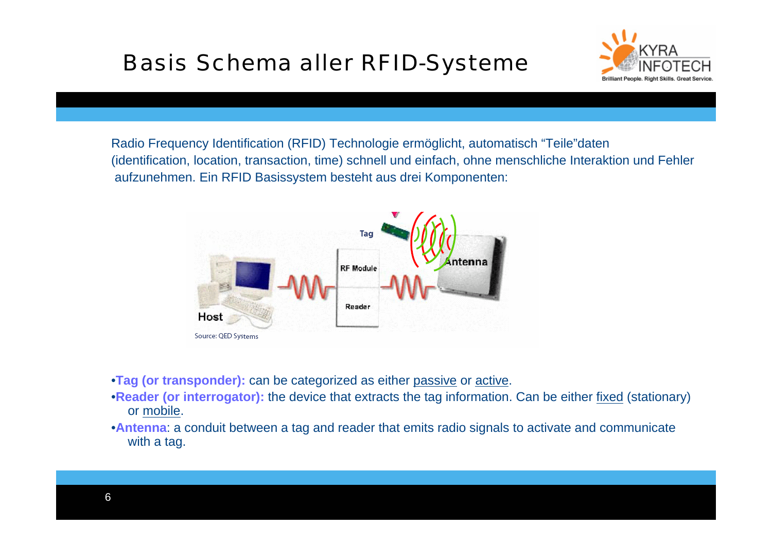# Basis Schema aller RFID-Systeme

Radio Frequency Identification (RFID) Technologie ermöglicht, automatisch “Teile”daten (identification, location, transaction, time) schnell und einfach, ohne menschliche Interaktion und Fehler aufzunehmen. Ein RFID Basissystem besteht aus drei Komponenten:

Source: QED Systems

- **Tag (or transponder):** can be categorized as either passive or active.
- **Reader (or interrogator):** the device that extracts the tag information. Can be either fixed (stationary) or mobile.
- **Antenna**: a conduit between a tag and reader that emits radio signals to activate and communicate with a tag.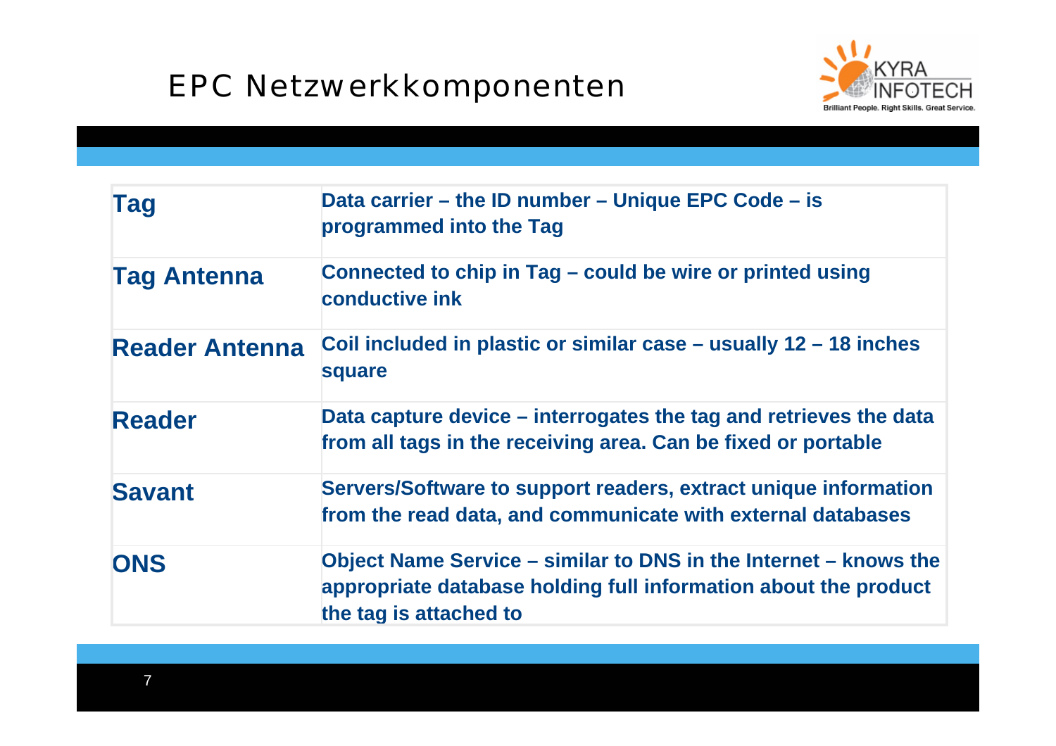# EPC Netzwerkkomponenten

| | |
|---|---|
| **Tag** | **Data carrier – the ID number – Unique EPC Code – is programmed into the Tag** |
| **Tag Antenna** | **Connected to chip in Tag – could be wire or printed using conductive ink** |
| **Reader Antenna** | **Coil included in plastic or similar case – usually 12 – 18 inches square** |
| **Reader** | **Data capture device – interrogates the tag and retrieves the data from all tags in the receiving area. Can be fixed or portable** |
| **Savant** | **Servers/Software to support readers, extract unique information from the read data, and communicate with external databases** |
| **ONS** | **Object Name Service – similar to DNS in the Internet – knows the appropriate database holding full information about the product the tag is attached to** |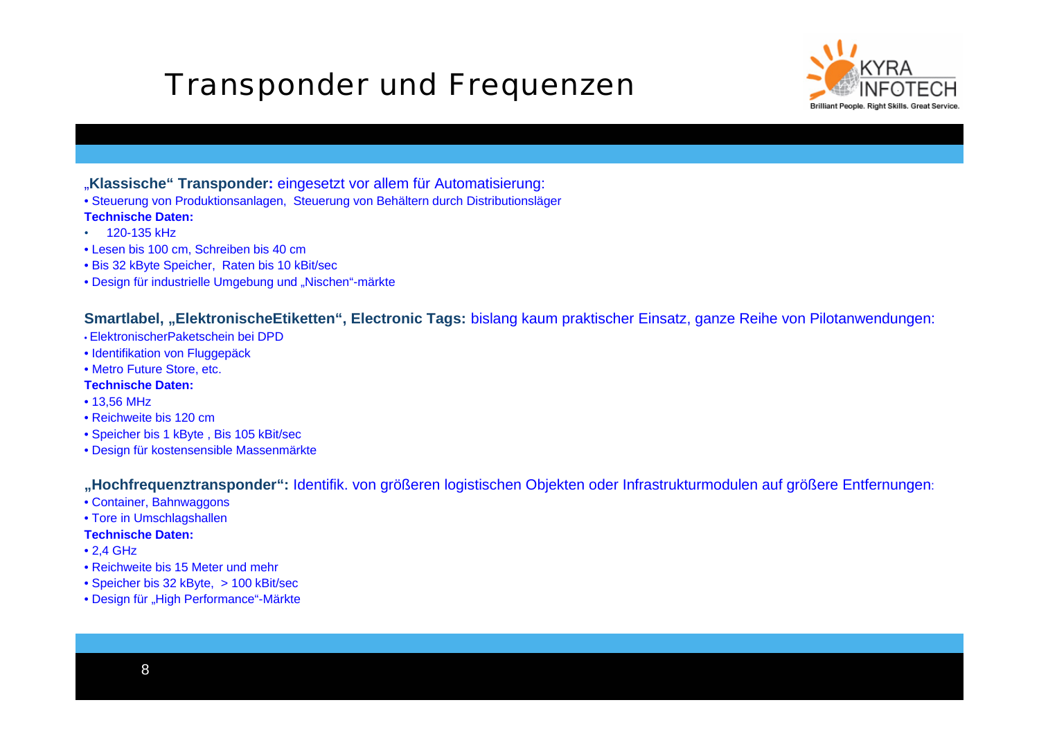# Transponder und Frequenzen

„**Klassische“ Transponder:** eingesetzt vor allem für Automatisierung:

- Steuerung von Produktionsanlagen, Steuerung von Behältern durch Distributionsläger

**Technische Daten:**

- 120-135 kHz
- Lesen bis 100 cm, Schreiben bis 40 cm
- Bis 32 kByte Speicher, Raten bis 10 kBit/sec
- Design für industrielle Umgebung und „Nischen“-märkte

**Smartlabel, „ElektronischeEtiketten“, Electronic Tags:** bislang kaum praktischer Einsatz, ganze Reihe von Pilotanwendungen:

- ElektronischerPaketschein bei DPD
- Identifikation von Fluggepäck
- Metro Future Store, etc.

**Technische Daten:**

- 13,56 MHz
- Reichweite bis 120 cm
- Speicher bis 1 kByte , Bis 105 kBit/sec
- Design für kostensensible Massenmärkte

**„Hochfrequenztransponder“:** Identifik. von größeren logistischen Objekten oder Infrastrukturmodulen auf größere Entfernungen:

- Container, Bahnwaggons
- Tore in Umschlagshallen

**Technische Daten:**

- 2,4 GHz
- Reichweite bis 15 Meter und mehr
- Speicher bis 32 kByte, > 100 kBit/sec
- Design für „High Performance“-Märkte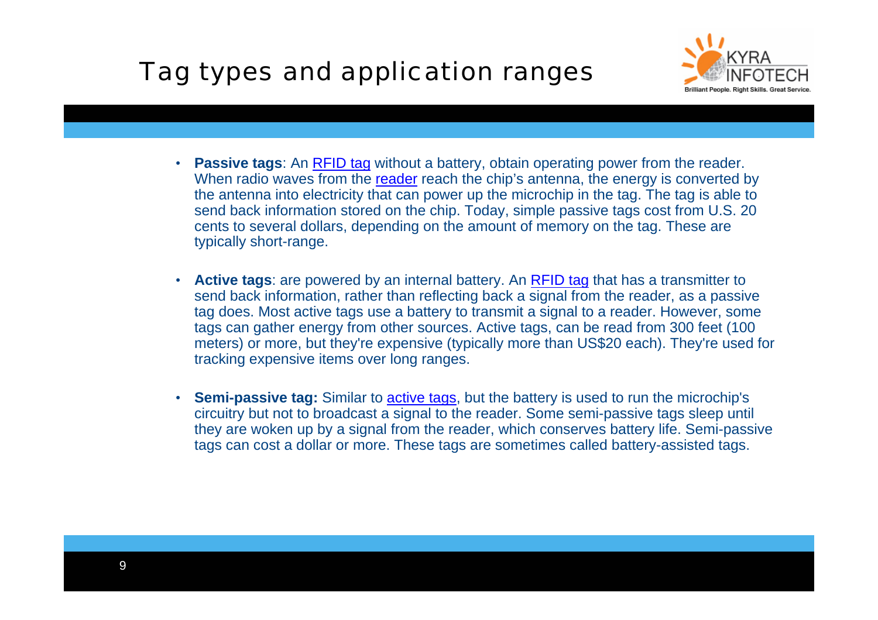# Tag types and application ranges

- **Passive tags**: An RFID tag without a battery, obtain operating power from the reader. When radio waves from the reader reach the chip's antenna, the energy is converted by the antenna into electricity that can power up the microchip in the tag. The tag is able to send back information stored on the chip. Today, simple passive tags cost from U.S. 20 cents to several dollars, depending on the amount of memory on the tag. These are typically short-range.

- **Active tags**: are powered by an internal battery. An RFID tag that has a transmitter to send back information, rather than reflecting back a signal from the reader, as a passive tag does. Most active tags use a battery to transmit a signal to a reader. However, some tags can gather energy from other sources. Active tags, can be read from 300 feet (100 meters) or more, but they're expensive (typically more than US$20 each). They're used for tracking expensive items over long ranges.

- **Semi-passive tag:** Similar to active tags, but the battery is used to run the microchip's circuitry but not to broadcast a signal to the reader. Some semi-passive tags sleep until they are woken up by a signal from the reader, which conserves battery life. Semi-passive tags can cost a dollar or more. These tags are sometimes called battery-assisted tags.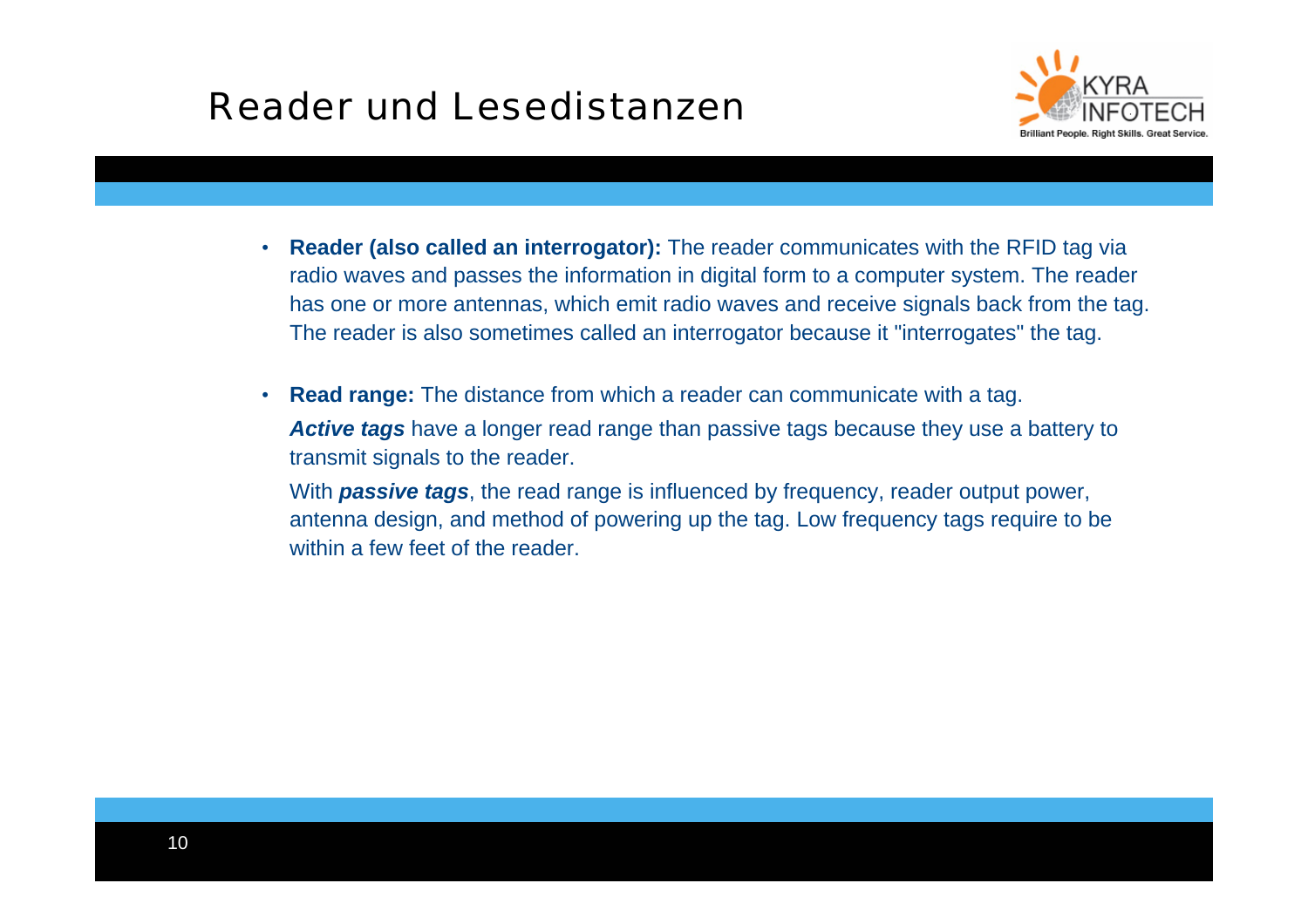# Reader und Lesedistanzen

- **Reader (also called an interrogator):** The reader communicates with the RFID tag via radio waves and passes the information in digital form to a computer system. The reader has one or more antennas, which emit radio waves and receive signals back from the tag. The reader is also sometimes called an interrogator because it "interrogates" the tag.

- **Read range:** The distance from which a reader can communicate with a tag.

  ***Active tags*** have a longer read range than passive tags because they use a battery to transmit signals to the reader.

  With ***passive tags***, the read range is influenced by frequency, reader output power, antenna design, and method of powering up the tag. Low frequency tags require to be within a few feet of the reader.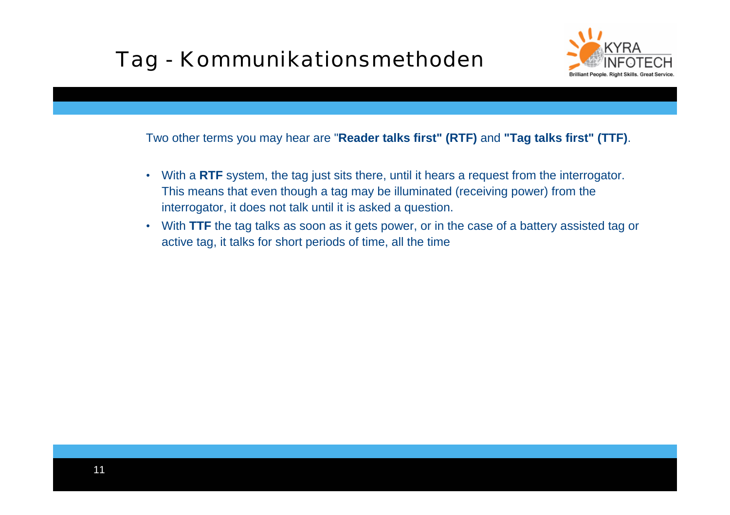# Tag - Kommunikationsmethoden

Two other terms you may hear are "**Reader talks first" (RTF)** and **"Tag talks first" (TTF)**.

- With a **RTF** system, the tag just sits there, until it hears a request from the interrogator. This means that even though a tag may be illuminated (receiving power) from the interrogator, it does not talk until it is asked a question.
- With **TTF** the tag talks as soon as it gets power, or in the case of a battery assisted tag or active tag, it talks for short periods of time, all the time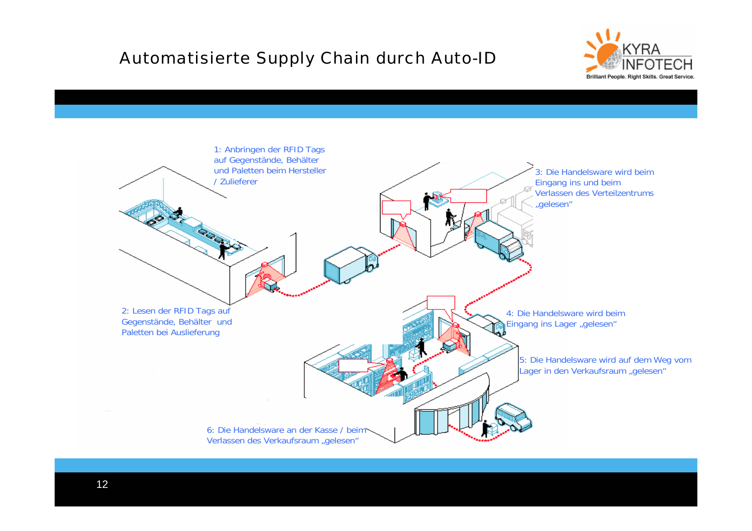# Automatisierte Supply Chain durch Auto-ID

1: Anbringen der RFID Tags auf Gegenstände, Behälter und Paletten beim Hersteller / Zulieferer

2: Lesen der RFID Tags auf Gegenstände, Behälter und Paletten bei Auslieferung

3: Die Handelsware wird beim Eingang ins und beim Verlassen des Verteilzentrums „gelesen“

4: Die Handelsware wird beim Eingang ins Lager „gelesen“

5: Die Handelsware wird auf dem Weg vom Lager in den Verkaufsraum „gelesen“

6: Die Handelsware an der Kasse / beim Verlassen des Verkaufsraum „gelesen“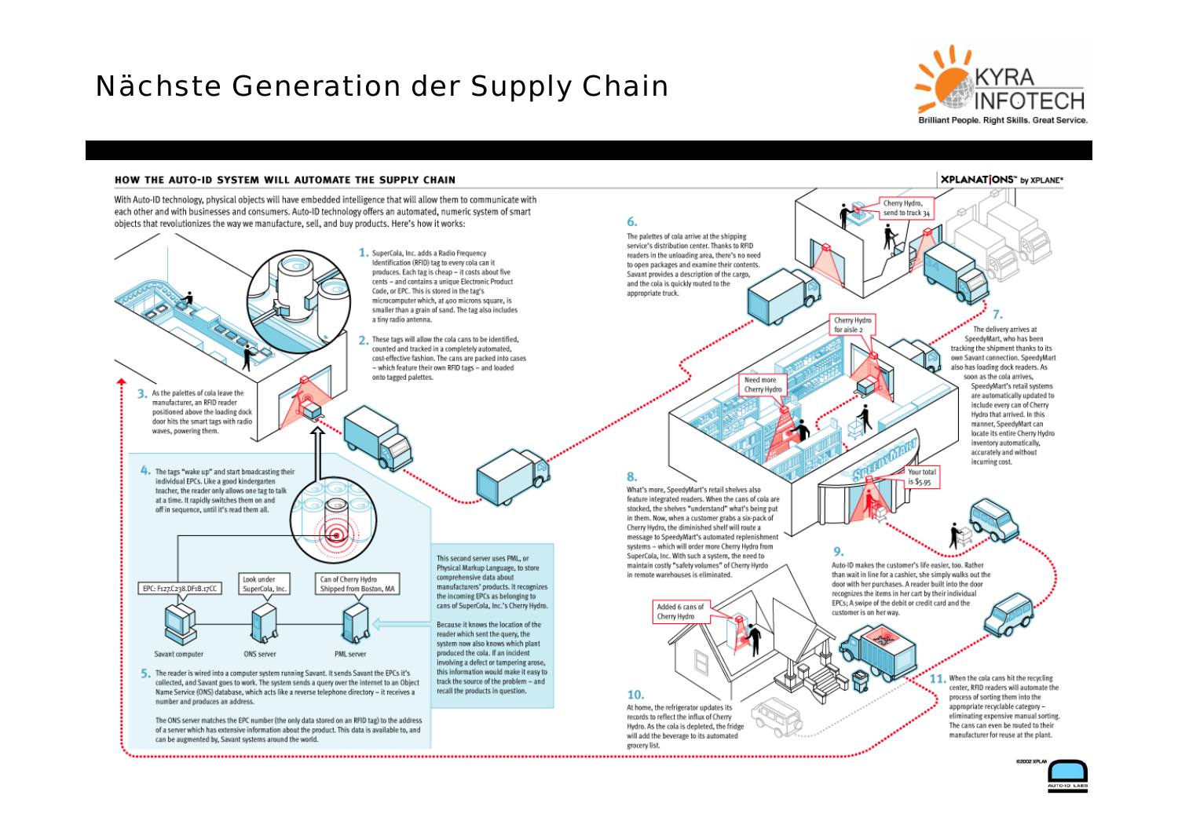# Nächste Generation der Supply Chain

KYRA INFOTECH
Brilliant People. Right Skills. Great Service.

## HOW THE AUTO-ID SYSTEM WILL AUTOMATE THE SUPPLY CHAIN

XPLANATIONS™ by XPLANE®

With Auto-ID technology, physical objects will have embedded intelligence that will allow them to communicate with each other and with businesses and consumers. Auto-ID technology offers an automated, numeric system of smart objects that revolutionizes the way we manufacture, sell, and buy products. Here's how it works:

1. SuperCola, Inc. adds a Radio Frequency Identification (RFID) tag to every cola can it produces. Each tag is cheap – it costs about five cents – and contains a unique Electronic Product Code, or EPC. This is stored in the tag's microcomputer which, at 400 microns square, is smaller than a grain of sand. The tag also includes a tiny radio antenna.

2. These tags will allow the cola cans to be identified, counted and tracked in a completely automated, cost-effective fashion. The cans are packed into cases – which feature their own RFID tags – and loaded onto tagged palettes.

3. As the palettes of cola leave the manufacturer, an RFID reader positioned above the loading dock door hits the smart tags with radio waves, powering them.

4. The tags "wake up" and start broadcasting their individual EPCs. Like a good kindergarten teacher, the reader only allows one tag to talk at a time. It rapidly switches them on and off in sequence, until it's read them all.

EPC: F127.C238.DF1B.17CC — Look under SuperCola, Inc. — Can of Cherry Hydro Shipped from Boston, MA

Savant computer — ONS server — PML server

5. The reader is wired into a computer system running Savant. It sends Savant the EPCs it's collected, and Savant goes to work. The system sends a query over the internet to an Object Name Service (ONS) database, which acts like a reverse telephone directory – it receives a number and produces an address.

The ONS server matches the EPC number (the only data stored on an RFID tag) to the address of a server which has extensive information about the product. This data is available to, and can be augmented by, Savant systems around the world.

This second server uses PML, or Physical Markup Language, to store comprehensive data about manufacturers' products. It recognizes the incoming EPCs as belonging to cans of SuperCola, Inc.'s Cherry Hydro.

Because it knows the location of the reader which sent the query, the system now also knows which plant produced the cola. If an incident involving a defect or tampering arose, this information would make it easy to track the source of the problem – and recall the products in question.

6. The palettes of cola arrive at the shipping service's distribution center. Thanks to RFID readers in the unloading area, there's no need to open packages and examine their contents. Savant provides a description of the cargo, and the cola is quickly routed to the appropriate truck.

Cherry Hydro, send to truck 34

7. The delivery arrives at SpeedyMart, who has been tracking the shipment thanks to its own Savant connection. SpeedyMart also has loading dock readers. As soon as the cola arrives, SpeedyMart's retail systems are automatically updated to include every can of Cherry Hydro that arrived. In this manner, SpeedyMart can locate its entire Cherry Hydro inventory automatically, accurately and without incurring cost.

Cherry Hydro for aisle 2 — Need more Cherry Hydro

8. What's more, SpeedyMart's retail shelves also feature integrated readers. When the cans of cola are stocked, the shelves "understand" what's being put in them. Now, when a customer grabs a six-pack of Cherry Hydro, the diminished shelf will route a message to SpeedyMart's automated replenishment systems – which will order more Cherry Hydro from SuperCola, Inc. With such a system, the need to maintain costly "safety volumes" of Cherry Hydro in remote warehouses is eliminated.

Your total is $5.95

9. Auto-ID makes the customer's life easier, too. Rather than wait in line for a cashier, she simply walks out the door with her purchases. A reader built into the door recognizes the items in her cart by their individual EPCs; A swipe of the debit or credit card and the customer is on her way.

Added 6 cans of Cherry Hydro

10. At home, the refrigerator updates its records to reflect the influx of Cherry Hydro. As the cola is depleted, the fridge will add the beverage to its automated grocery list.

11. When the cola cans hit the recycling center, RFID readers will automate the process of sorting them into the appropriate recyclable category – eliminating expensive manual sorting. The cans can even be routed to their manufacturer for reuse at the plant.

©2002 XPLANE — AUTO-ID LABS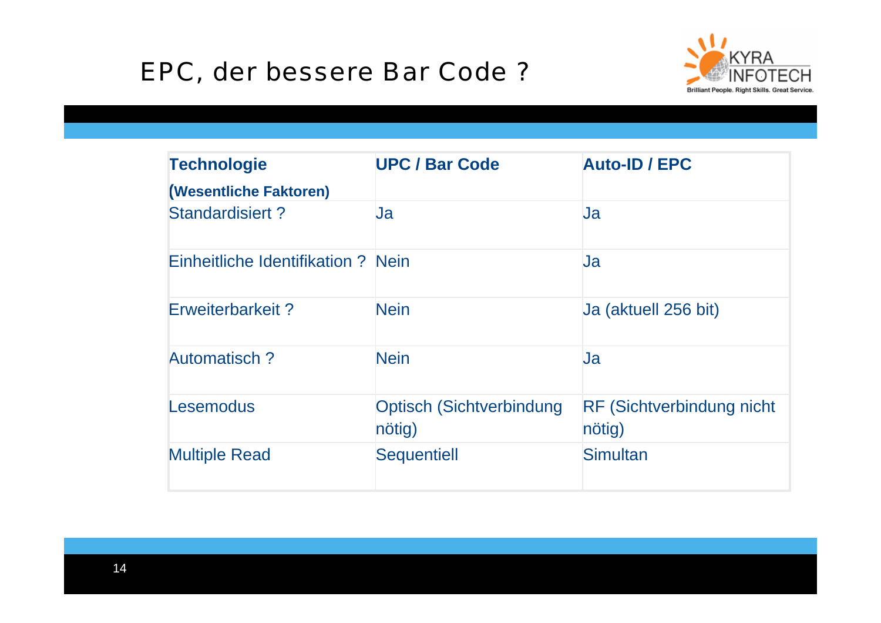# EPC, der bessere Bar Code ?

| **Technologie** **(Wesentliche Faktoren)** | **UPC / Bar Code** | **Auto-ID / EPC** |
|---|---|---|
| Standardisiert ? | Ja | Ja |
| Einheitliche Identifikation ? | Nein | Ja |
| Erweiterbarkeit ? | Nein | Ja (aktuell 256 bit) |
| Automatisch ? | Nein | Ja |
| Lesemodus | Optisch (Sichtverbindung nötig) | RF (Sichtverbindung nicht nötig) |
| Multiple Read | Sequentiell | Simultan |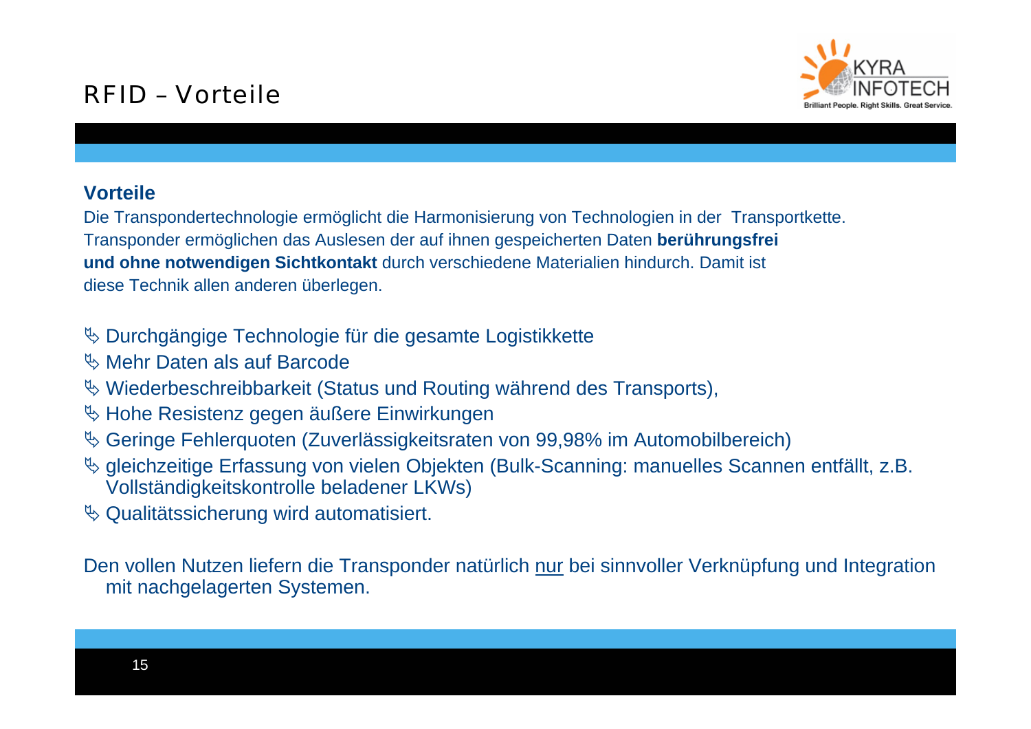# RFID – Vorteile

## Vorteile

Die Transpondertechnologie ermöglicht die Harmonisierung von Technologien in der Transportkette. Transponder ermöglichen das Auslesen der auf ihnen gespeicherten Daten **berührungsfrei und ohne notwendigen Sichtkontakt** durch verschiedene Materialien hindurch. Damit ist diese Technik allen anderen überlegen.

- Durchgängige Technologie für die gesamte Logistikkette
- Mehr Daten als auf Barcode
- Wiederbeschreibbarkeit (Status und Routing während des Transports),
- Hohe Resistenz gegen äußere Einwirkungen
- Geringe Fehlerquoten (Zuverlässigkeitsraten von 99,98% im Automobilbereich)
- gleichzeitige Erfassung von vielen Objekten (Bulk-Scanning: manuelles Scannen entfällt, z.B. Vollständigkeitskontrolle beladener LKWs)
- Qualitätssicherung wird automatisiert.

Den vollen Nutzen liefern die Transponder natürlich <u>nur</u> bei sinnvoller Verknüpfung und Integration mit nachgelagerten Systemen.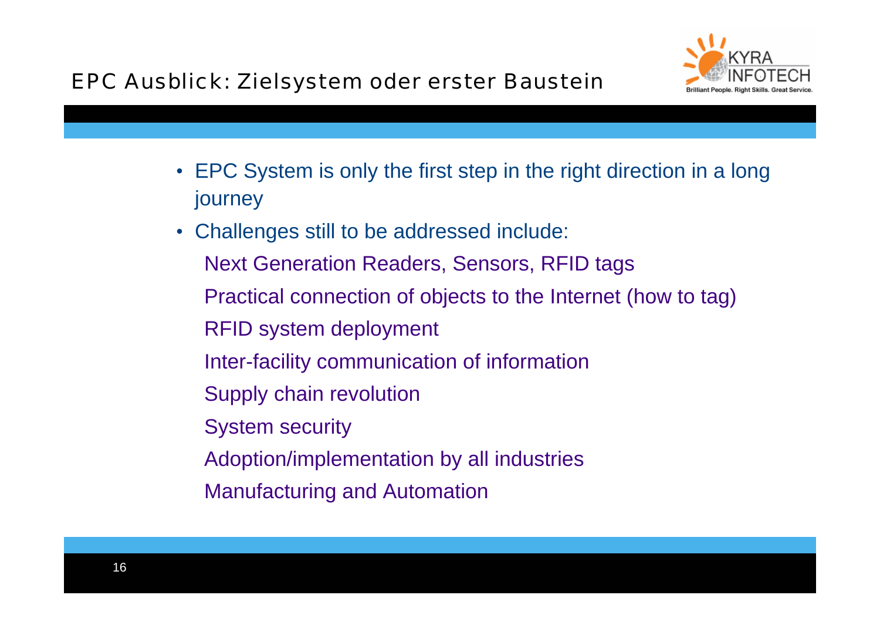## EPC Ausblick: Zielsystem oder erster Baustein

- EPC System is only the first step in the right direction in a long journey
- Challenges still to be addressed include:
  - Next Generation Readers, Sensors, RFID tags
  - Practical connection of objects to the Internet (how to tag)
  - RFID system deployment
  - Inter-facility communication of information
  - Supply chain revolution
  - System security
  - Adoption/implementation by all industries
  - Manufacturing and Automation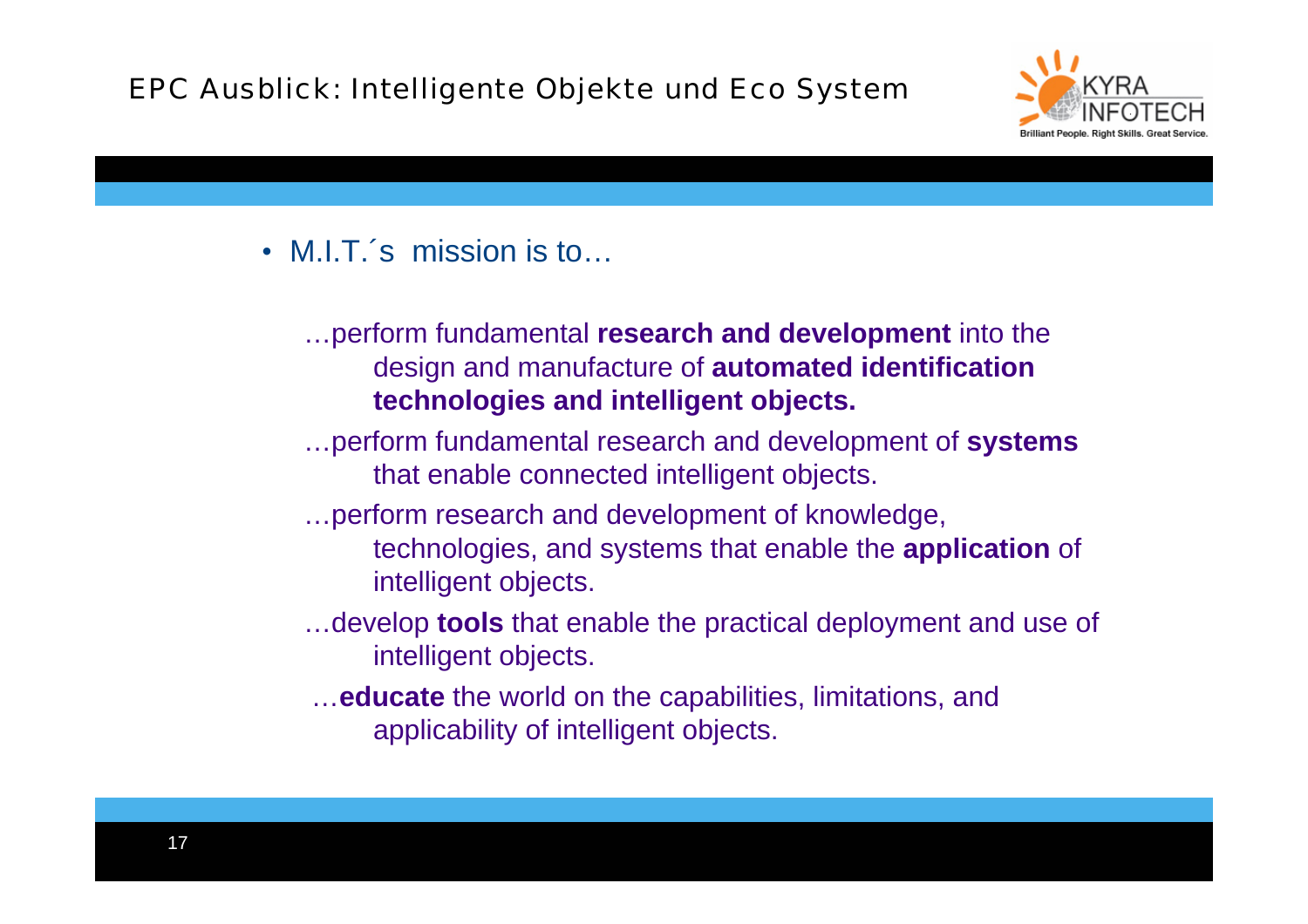# EPC Ausblick: Intelligente Objekte und Eco System

- M.I.T.´s mission is to…

  …perform fundamental **research and development** into the design and manufacture of **automated identification technologies and intelligent objects.**

  …perform fundamental research and development of **systems** that enable connected intelligent objects.

  …perform research and development of knowledge, technologies, and systems that enable the **application** of intelligent objects.

  …develop **tools** that enable the practical deployment and use of intelligent objects.

  …**educate** the world on the capabilities, limitations, and applicability of intelligent objects.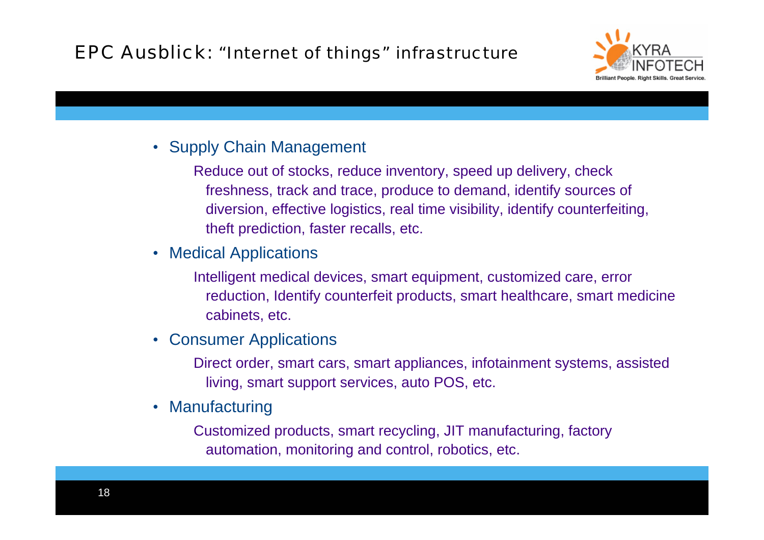# EPC Ausblick: "Internet of things" infrastructure

- Supply Chain Management

  Reduce out of stocks, reduce inventory, speed up delivery, check freshness, track and trace, produce to demand, identify sources of diversion, effective logistics, real time visibility, identify counterfeiting, theft prediction, faster recalls, etc.

- Medical Applications

  Intelligent medical devices, smart equipment, customized care, error reduction, Identify counterfeit products, smart healthcare, smart medicine cabinets, etc.

- Consumer Applications

  Direct order, smart cars, smart appliances, infotainment systems, assisted living, smart support services, auto POS, etc.

- Manufacturing

  Customized products, smart recycling, JIT manufacturing, factory automation, monitoring and control, robotics, etc.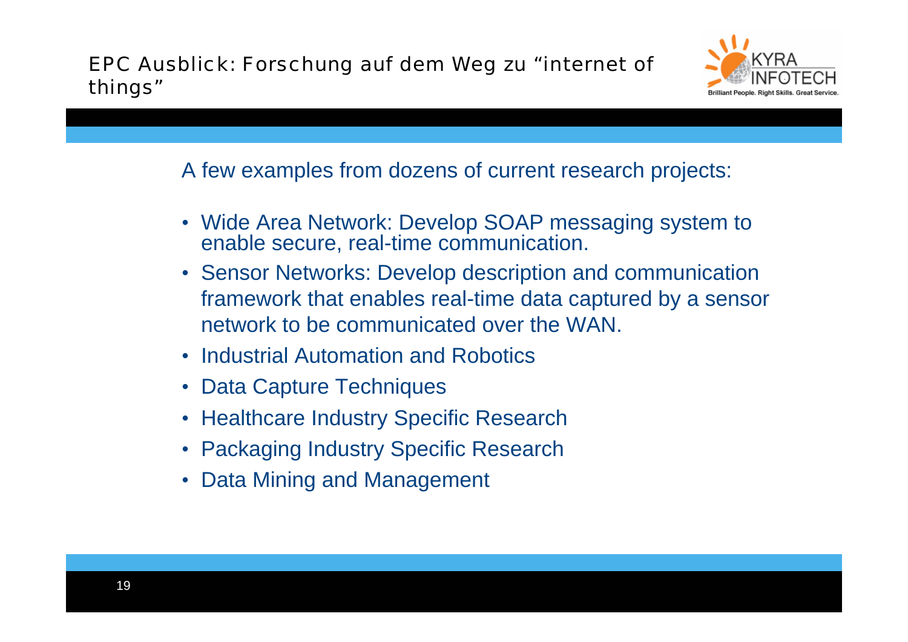# EPC Ausblick: Forschung auf dem Weg zu "internet of things"

A few examples from dozens of current research projects:

- Wide Area Network: Develop SOAP messaging system to enable secure, real-time communication.
- Sensor Networks: Develop description and communication framework that enables real-time data captured by a sensor network to be communicated over the WAN.
- Industrial Automation and Robotics
- Data Capture Techniques
- Healthcare Industry Specific Research
- Packaging Industry Specific Research
- Data Mining and Management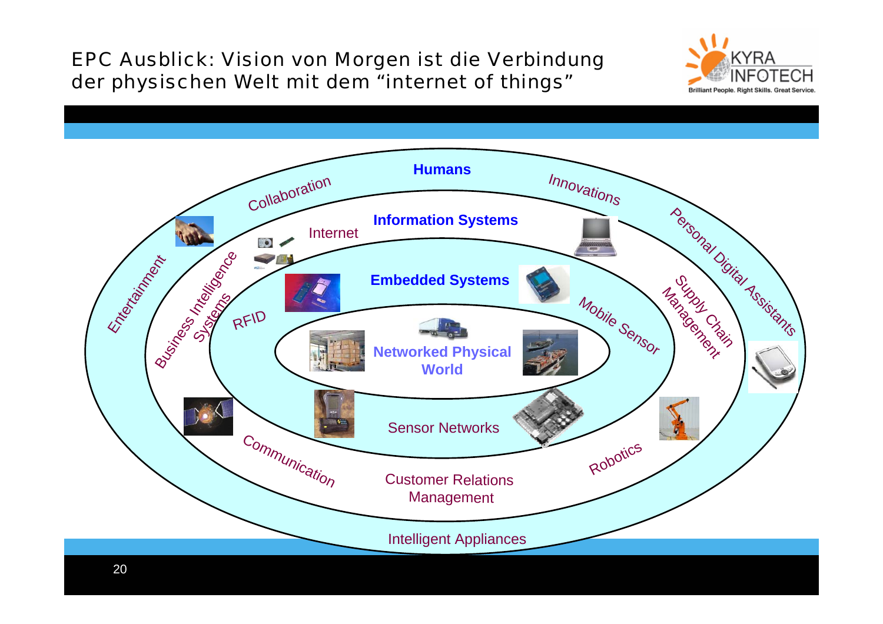# EPC Ausblick: Vision von Morgen ist die Verbindung der physischen Welt mit dem "internet of things"

**Humans**

Collaboration

Innovations

Entertainment

Personal Digital Assistants

**Information Systems**

Internet

Business Intelligence Systems

Supply Chain Management

**Embedded Systems**

RFID

Mobile Sensor

**Networked Physical World**

Sensor Networks

Communication

Robotics

Customer Relations Management

Intelligent Appliances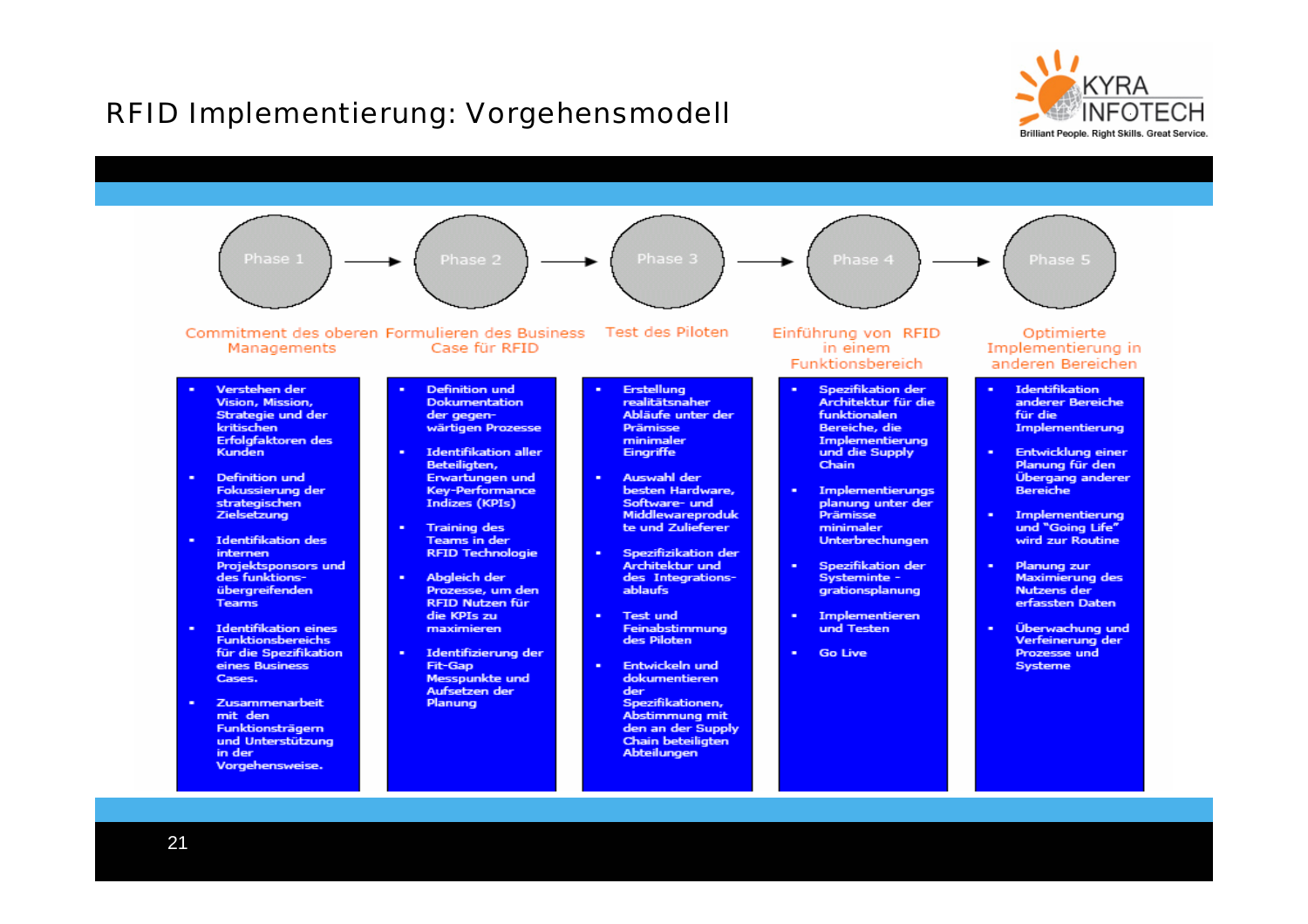# RFID Implementierung: Vorgehensmodell

Phase 1 → Phase 2 → Phase 3 → Phase 4 → Phase 5

| Phase 1: Commitment des oberen Managements | Phase 2: Formulieren des Business Case für RFID | Phase 3: Test des Piloten | Phase 4: Einführung von RFID in einem Funktionsbereich | Phase 5: Optimierte Implementierung in anderen Bereichen |
|---|---|---|---|---|
| • Verstehen der Vision, Mission, Strategie und der kritischen Erfolgfaktoren des Kunden<br>• Definition und Fokussierung der strategischen Zielsetzung<br>• Identifikation des internen Projektsponsors und des funktions-übergreifenden Teams<br>• Identifikation eines Funktionsbereichs für die Spezifikation eines Business Cases.<br>• Zusammenarbeit mit den Funktionsträgern und Unterstützung in der Vorgehensweise. | • Definition und Dokumentation der gegen-wärtigen Prozesse<br>• Identifikation aller Beteiligten, Erwartungen und Key-Performance Indizes (KPIs)<br>• Training des Teams in der RFID Technologie<br>• Abgleich der Prozesse, um den RFID Nutzen für die KPIs zu maximieren<br>• Identifizierung der Fit-Gap Messpunkte und Aufsetzen der Planung | • Erstellung realitätsnaher Abläufe unter der Prämisse minimaler Eingriffe<br>• Auswahl der besten Hardware, Software- und Middlewareprodukte und Zulieferer<br>• Spezifizikation der Architektur und des Integrations-ablaufs<br>• Test und Feinabstimmung des Piloten<br>• Entwickeln und dokumentieren der Spezifikationen, Abstimmung mit den an der Supply Chain beteiligten Abteilungen | • Spezifikation der Architektur für die funktionalen Bereiche, die Implementierung und die Supply Chain<br>• Implementierungsplanung unter der Prämisse minimaler Unterbrechungen<br>• Spezifikation der Systeminte - grationsplanung<br>• Implementieren und Testen<br>• Go Live | • Identifikation anderer Bereiche für die Implementierung<br>• Entwicklung einer Planung für den Übergang anderer Bereiche<br>• Implementierung und "Going Life" wird zur Routine<br>• Planung zur Maximierung des Nutzens der erfassten Daten<br>• Überwachung und Verfeinerung der Prozesse und Systeme |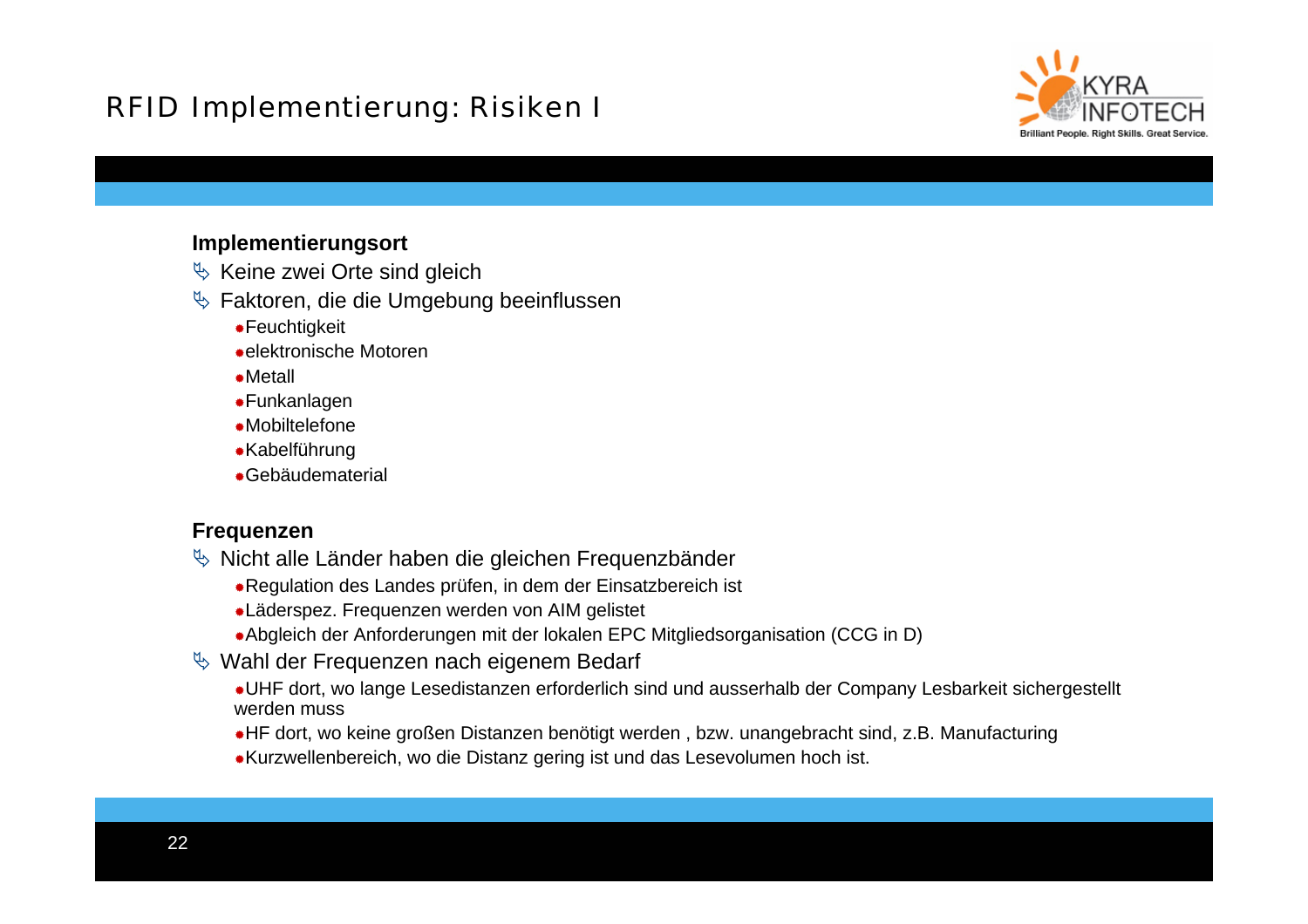# RFID Implementierung: Risiken I

**Implementierungsort**

- Keine zwei Orte sind gleich
- Faktoren, die die Umgebung beeinflussen
  - Feuchtigkeit
  - elektronische Motoren
  - Metall
  - Funkanlagen
  - Mobiltelefone
  - Kabelführung
  - Gebäudematerial

**Frequenzen**

- Nicht alle Länder haben die gleichen Frequenzbänder
  - Regulation des Landes prüfen, in dem der Einsatzbereich ist
  - Läderspez. Frequenzen werden von AIM gelistet
  - Abgleich der Anforderungen mit der lokalen EPC Mitgliedsorganisation (CCG in D)
- Wahl der Frequenzen nach eigenem Bedarf
  - UHF dort, wo lange Lesedistanzen erforderlich sind und ausserhalb der Company Lesbarkeit sichergestellt werden muss
  - HF dort, wo keine großen Distanzen benötigt werden , bzw. unangebracht sind, z.B. Manufacturing
  - Kurzwellenbereich, wo die Distanz gering ist und das Lesevolumen hoch ist.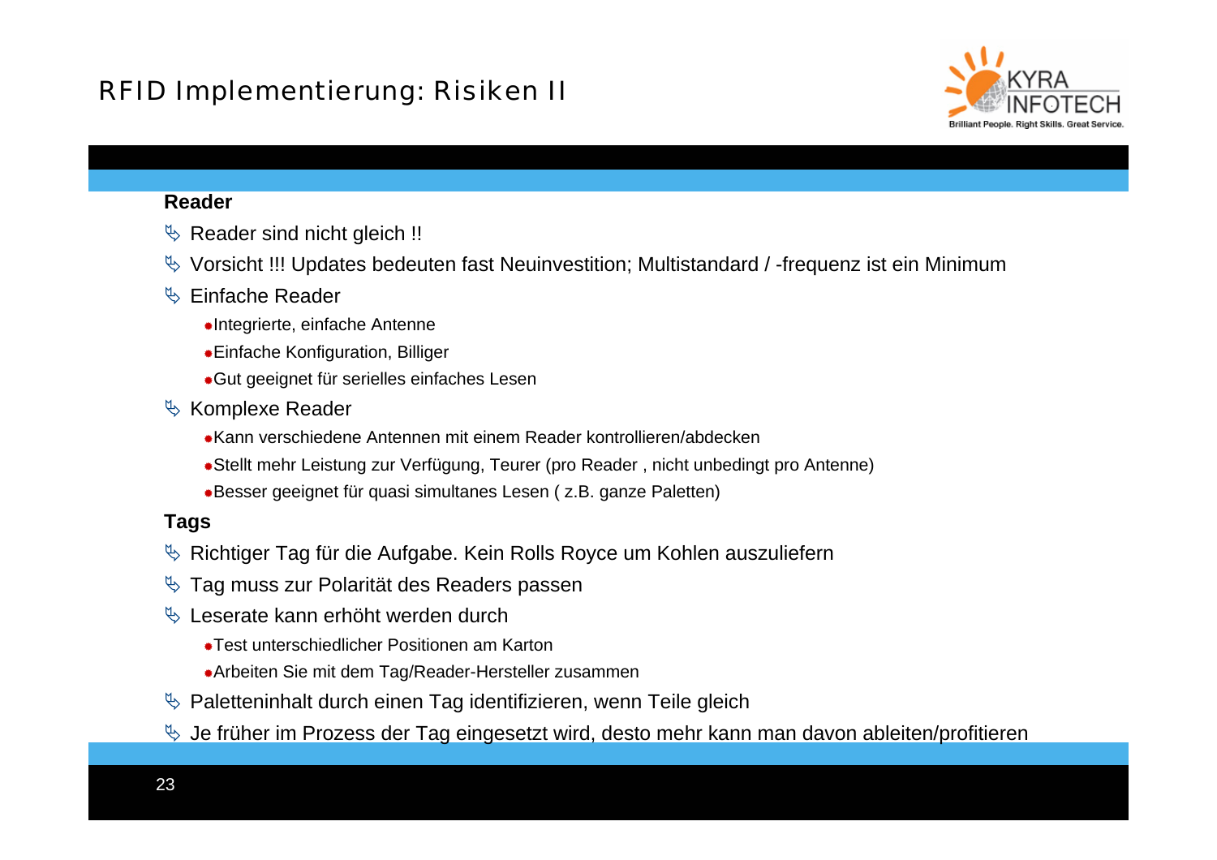# RFID Implementierung: Risiken II

**Reader**

- Reader sind nicht gleich !!
- Vorsicht !!! Updates bedeuten fast Neuinvestition; Multistandard / -frequenz ist ein Minimum
- Einfache Reader
  - Integrierte, einfache Antenne
  - Einfache Konfiguration, Billiger
  - Gut geeignet für serielles einfaches Lesen
- Komplexe Reader
  - Kann verschiedene Antennen mit einem Reader kontrollieren/abdecken
  - Stellt mehr Leistung zur Verfügung, Teurer (pro Reader , nicht unbedingt pro Antenne)
  - Besser geeignet für quasi simultanes Lesen ( z.B. ganze Paletten)

**Tags**

- Richtiger Tag für die Aufgabe. Kein Rolls Royce um Kohlen auszuliefern
- Tag muss zur Polarität des Readers passen
- Leserate kann erhöht werden durch
  - Test unterschiedlicher Positionen am Karton
  - Arbeiten Sie mit dem Tag/Reader-Hersteller zusammen
- Paletteninhalt durch einen Tag identifizieren, wenn Teile gleich
- Je früher im Prozess der Tag eingesetzt wird, desto mehr kann man davon ableiten/profitieren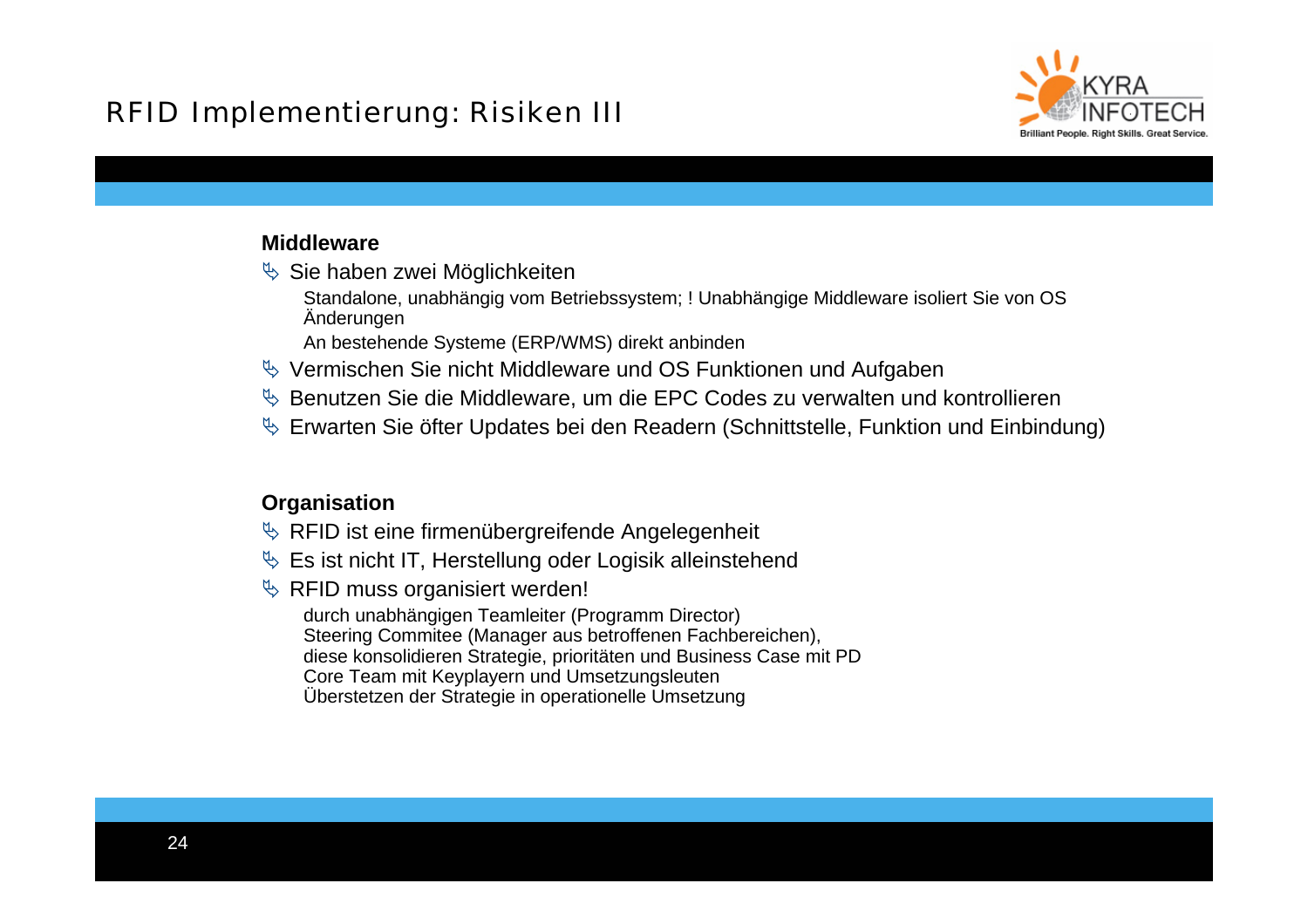# RFID Implementierung: Risiken III

**Middleware**

- Sie haben zwei Möglichkeiten
  - Standalone, unabhängig vom Betriebssystem; ! Unabhängige Middleware isoliert Sie von OS Änderungen
  - An bestehende Systeme (ERP/WMS) direkt anbinden
- Vermischen Sie nicht Middleware und OS Funktionen und Aufgaben
- Benutzen Sie die Middleware, um die EPC Codes zu verwalten und kontrollieren
- Erwarten Sie öfter Updates bei den Readern (Schnittstelle, Funktion und Einbindung)

**Organisation**

- RFID ist eine firmenübergreifende Angelegenheit
- Es ist nicht IT, Herstellung oder Logisik alleinstehend
- RFID muss organisiert werden!
  - durch unabhängigen Teamleiter (Programm Director)
  - Steering Commitee (Manager aus betroffenen Fachbereichen),
  - diese konsolidieren Strategie, prioritäten und Business Case mit PD
  - Core Team mit Keyplayern und Umsetzungsleuten
  - Überstetzen der Strategie in operationelle Umsetzung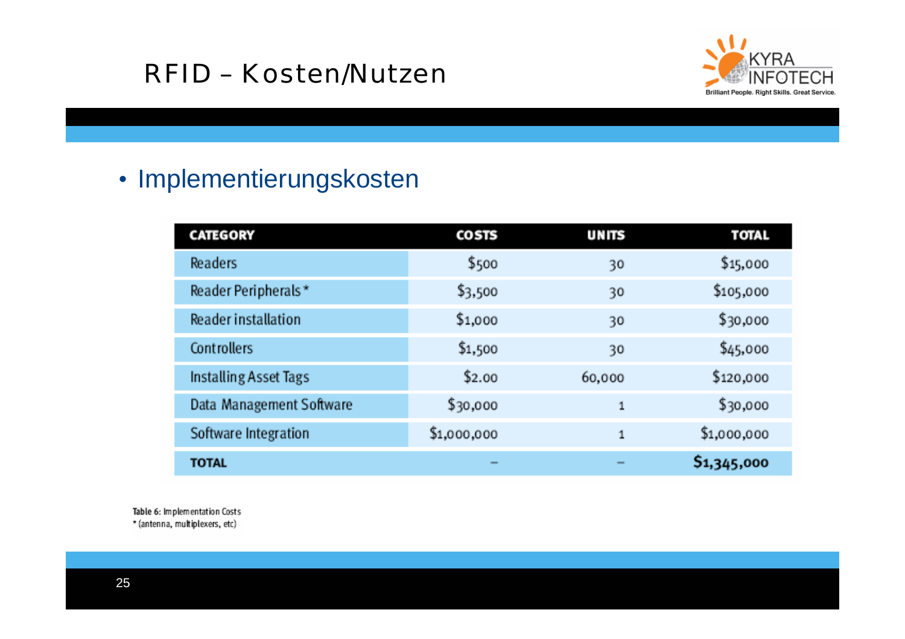# RFID – Kosten/Nutzen

- Implementierungskosten

| CATEGORY | COSTS | UNITS | TOTAL |
|---|---|---|---|
| Readers | $500 | 30 | $15,000 |
| Reader Peripherals* | $3,500 | 30 | $105,000 |
| Reader installation | $1,000 | 30 | $30,000 |
| Controllers | $1,500 | 30 | $45,000 |
| Installing Asset Tags | $2.00 | 60,000 | $120,000 |
| Data Management Software | $30,000 | 1 | $30,000 |
| Software Integration | $1,000,000 | 1 | $1,000,000 |
| **TOTAL** | – | – | **$1,345,000** |

Table 6: Implementation Costs
* (antenna, multiplexers, etc)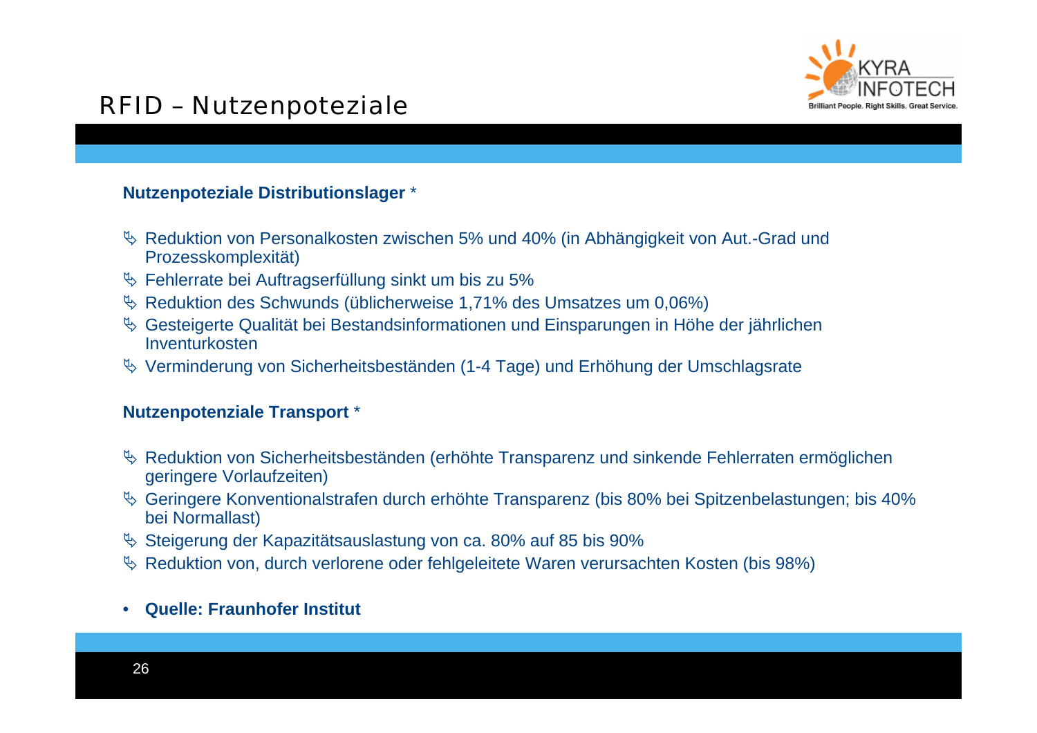# RFID – Nutzenpoteziale

**Nutzenpoteziale Distributionslager** *

- Reduktion von Personalkosten zwischen 5% und 40% (in Abhängigkeit von Aut.-Grad und Prozesskomplexität)
- Fehlerrate bei Auftragserfüllung sinkt um bis zu 5%
- Reduktion des Schwunds (üblicherweise 1,71% des Umsatzes um 0,06%)
- Gesteigerte Qualität bei Bestandsinformationen und Einsparungen in Höhe der jährlichen Inventurkosten
- Verminderung von Sicherheitsbeständen (1-4 Tage) und Erhöhung der Umschlagsrate

**Nutzenpotenziale Transport** *

- Reduktion von Sicherheitsbeständen (erhöhte Transparenz und sinkende Fehlerraten ermöglichen geringere Vorlaufzeiten)
- Geringere Konventionalstrafen durch erhöhte Transparenz (bis 80% bei Spitzenbelastungen; bis 40% bei Normallast)
- Steigerung der Kapazitätsauslastung von ca. 80% auf 85 bis 90%
- Reduktion von, durch verlorene oder fehlgeleitete Waren verursachten Kosten (bis 98%)

- **Quelle: Fraunhofer Institut**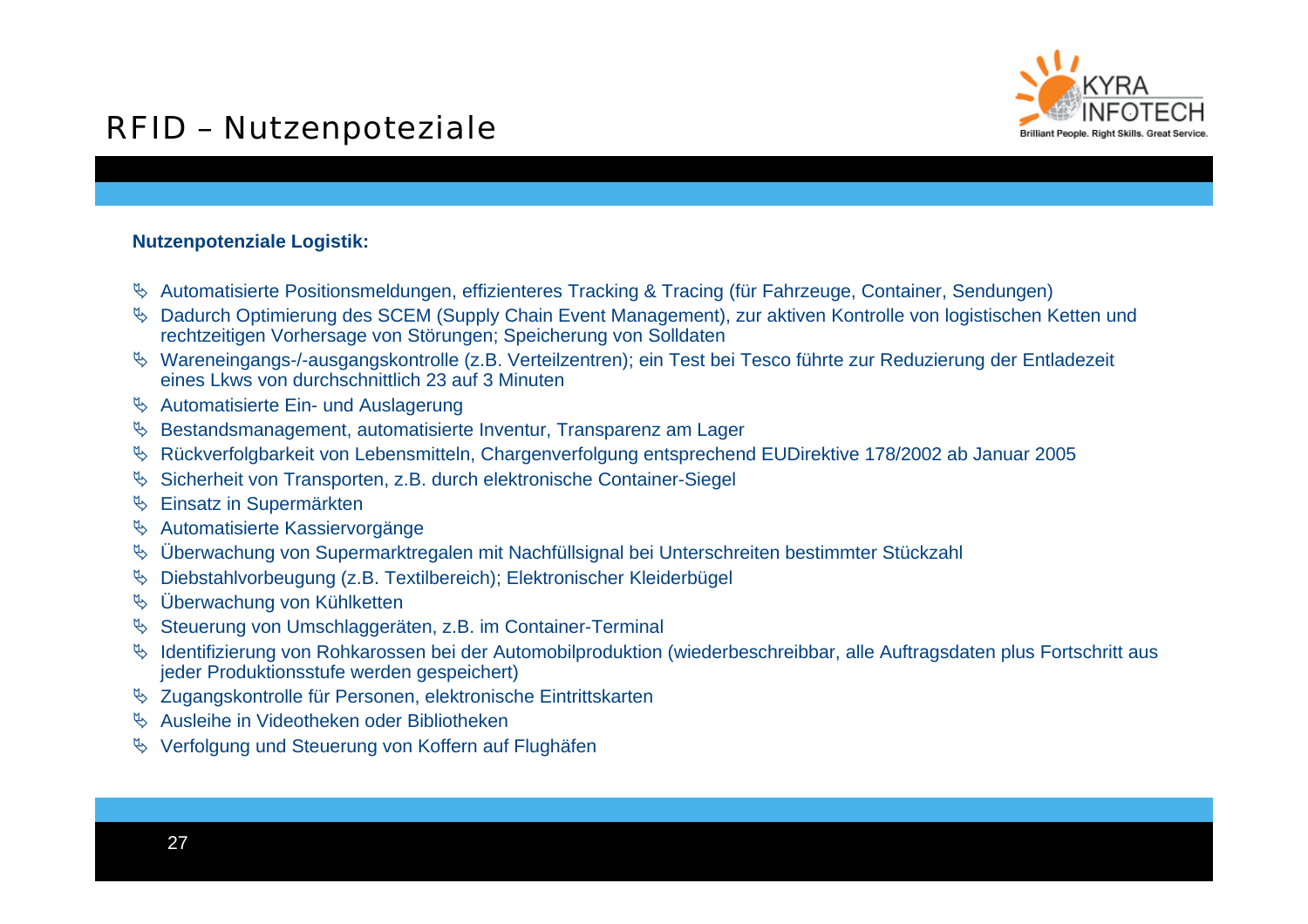# RFID – Nutzenpoteziale

**Nutzenpotenziale Logistik:**

- Automatisierte Positionsmeldungen, effizienteres Tracking & Tracing (für Fahrzeuge, Container, Sendungen)
- Dadurch Optimierung des SCEM (Supply Chain Event Management), zur aktiven Kontrolle von logistischen Ketten und rechtzeitigen Vorhersage von Störungen; Speicherung von Solldaten
- Wareneingangs-/-ausgangskontrolle (z.B. Verteilzentren); ein Test bei Tesco führte zur Reduzierung der Entladezeit eines Lkws von durchschnittlich 23 auf 3 Minuten
- Automatisierte Ein- und Auslagerung
- Bestandsmanagement, automatisierte Inventur, Transparenz am Lager
- Rückverfolgbarkeit von Lebensmitteln, Chargenverfolgung entsprechend EUDirektive 178/2002 ab Januar 2005
- Sicherheit von Transporten, z.B. durch elektronische Container-Siegel
- Einsatz in Supermärkten
- Automatisierte Kassiervorgänge
- Überwachung von Supermarktregalen mit Nachfüllsignal bei Unterschreiten bestimmter Stückzahl
- Diebstahlvorbeugung (z.B. Textilbereich); Elektronischer Kleiderbügel
- Überwachung von Kühlketten
- Steuerung von Umschlaggeräten, z.B. im Container-Terminal
- Identifizierung von Rohkarossen bei der Automobilproduktion (wiederbeschreibbar, alle Auftragsdaten plus Fortschritt aus jeder Produktionsstufe werden gespeichert)
- Zugangskontrolle für Personen, elektronische Eintrittskarten
- Ausleihe in Videotheken oder Bibliotheken
- Verfolgung und Steuerung von Koffern auf Flughäfen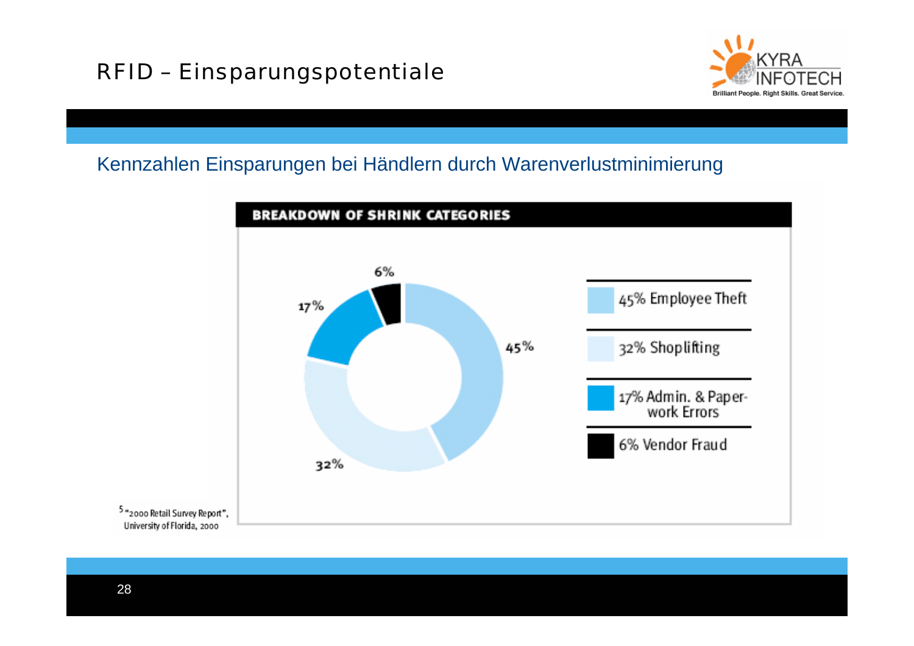# RFID – Einsparungspotentiale

## Kennzahlen Einsparungen bei Händlern durch Warenverlustminimierung

**BREAKDOWN OF SHRINK CATEGORIES**

- 45% Employee Theft
- 32% Shoplifting
- 17% Admin. & Paperwork Errors
- 6% Vendor Fraud

[5] "2000 Retail Survey Report", University of Florida, 2000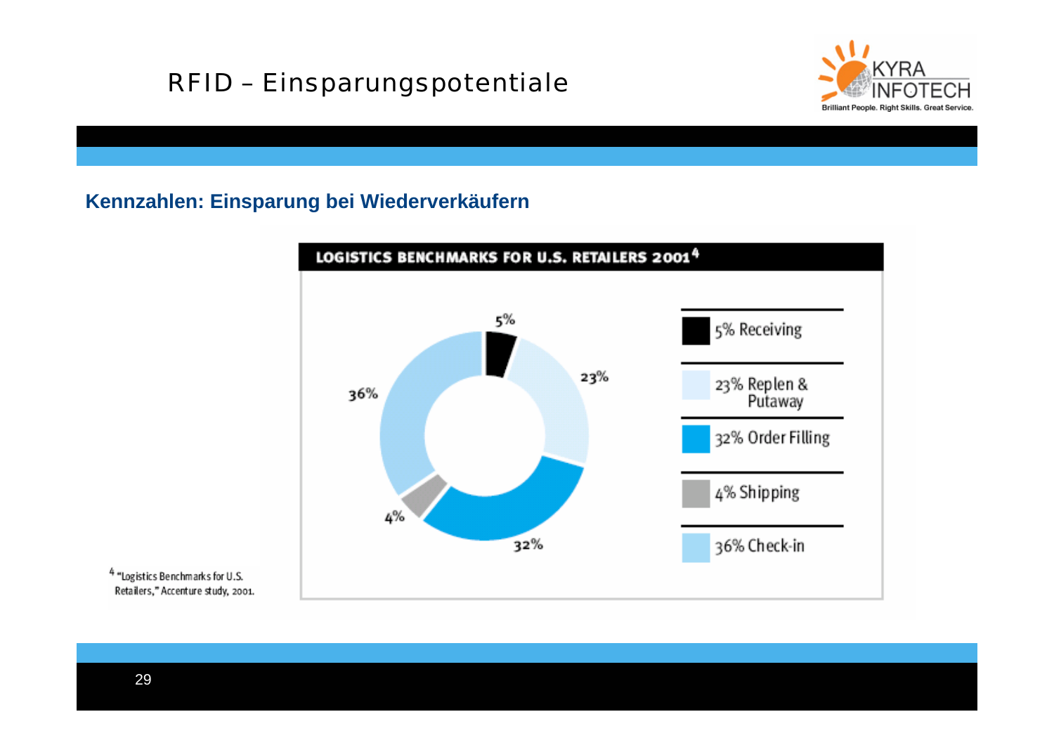# RFID – Einsparungspotentiale

## Kennzahlen: Einsparung bei Wiederverkäufern

**LOGISTICS BENCHMARKS FOR U.S. RETAILERS 2001**[4]

| Share | Category |
|---|---|
| 5% | Receiving |
| 23% | Replen & Putaway |
| 32% | Order Filling |
| 4% | Shipping |
| 36% | Check-in |

[4] "Logistics Benchmarks for U.S. Retailers," Accenture study, 2001.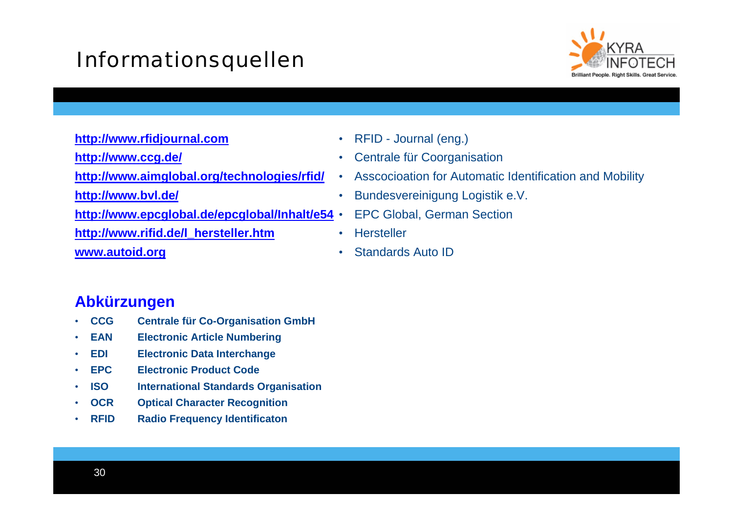# Informationsquellen

| Link | Beschreibung |
|---|---|
| http://www.rfidjournal.com | RFID - Journal (eng.) |
| http://www.ccg.de/ | Centrale für Coorganisation |
| http://www.aimglobal.org/technologies/rfid/ | Asscocioation for Automatic Identification and Mobility |
| http://www.bvl.de/ | Bundesvereinigung Logistik e.V. |
| http://www.epcglobal.de/epcglobal/Inhalt/e54 | EPC Global, German Section |
| http://www.rifid.de/l_hersteller.htm | Hersteller |
| www.autoid.org | Standards Auto ID |

## Abkürzungen

- **CCG** Centrale für Co-Organisation GmbH
- **EAN** Electronic Article Numbering
- **EDI** Electronic Data Interchange
- **EPC** Electronic Product Code
- **ISO** International Standards Organisation
- **OCR** Optical Character Recognition
- **RFID** Radio Frequency Identificaton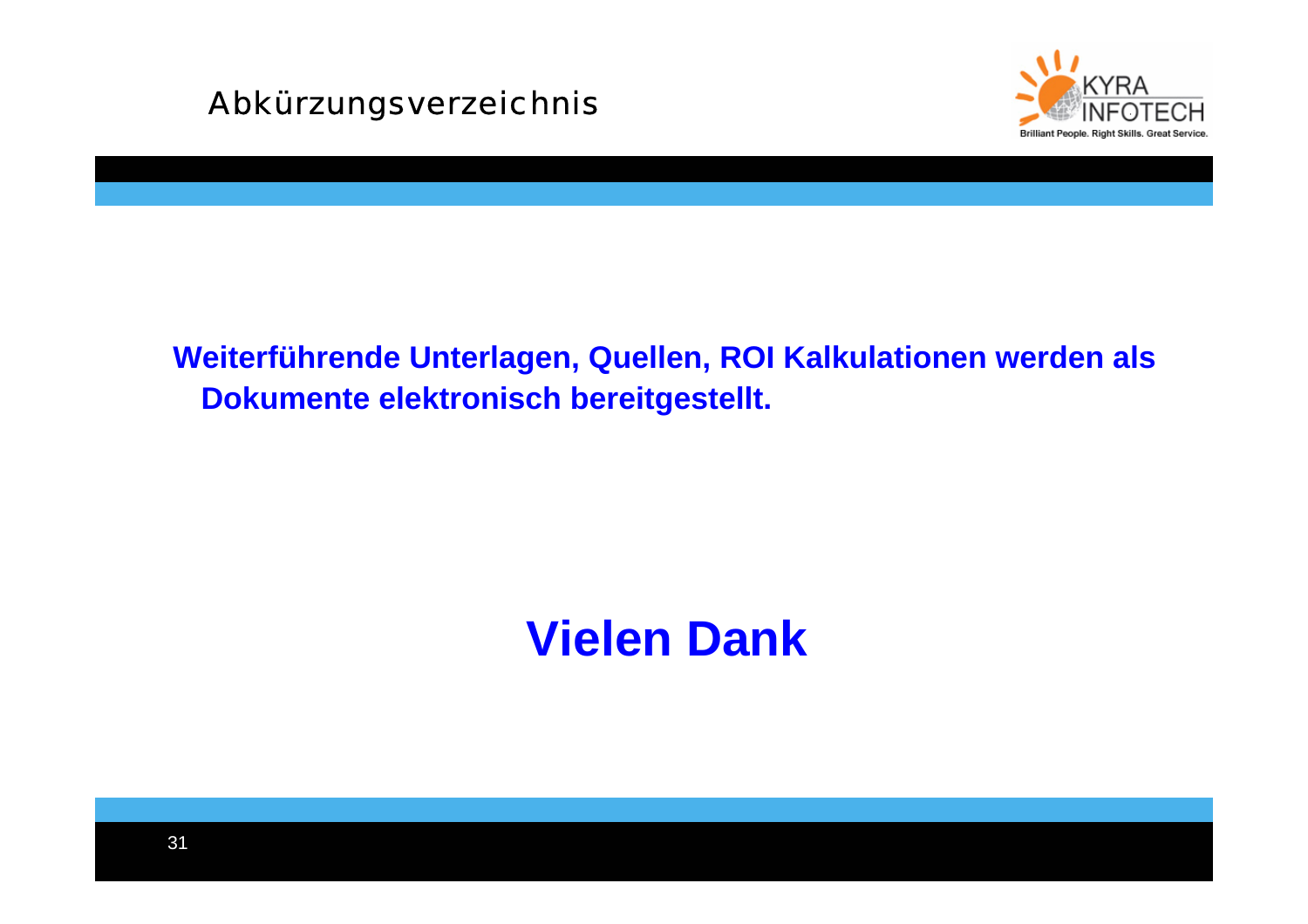# Abkürzungsverzeichnis

**Weiterführende Unterlagen, Quellen, ROI Kalkulationen werden als Dokumente elektronisch bereitgestellt.**

# Vielen Dank